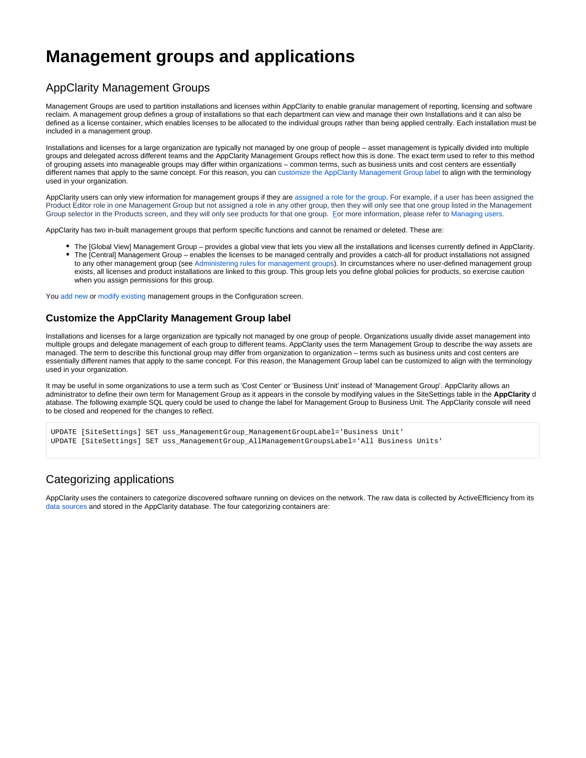# Management groups and applications

## AppClarity Management Groups

Management Groups are used to partition installations and licenses within AppClarity to enable granular management of reporting, licensing and software reclaim. A management group defines a group of installations so that each department can view and manage their own Installations and it can also be defined as a license container, which enables licenses to be allocated to the individual groups rather than being applied centrally. Each installation must be included in a management group.

Installations and licenses for a large organization are typically not managed by one group of people – asset management is typically divided into multiple groups and delegated across different teams and the AppClarity Management Groups reflect how this is done. The exact term used to refer to this method of grouping assets into manageable groups may differ within organizations – common terms, such as business units and cost centers are essentially different names that apply to the same concept. For this reason, you can customize the AppClarity Management Group label to align with the terminology used in your organization.

AppClarity users can only view information for management groups if they are assigned a role for the group. For example, if a user has been assigned the Product Editor role in one Management Group but not assigned a role in any other group, then they will only see that one group listed in the Management Group selector in the Products screen, and they will only see products for that one group. For more information, please refer to Managing users.

AppClarity has two in-built management groups that perform specific functions and cannot be renamed or deleted. These are:

- The [Global View] Management Group – provides a global view that lets you view all the installations and licenses currently defined in AppClarity.
- The [Central] Management Group – enables the licenses to be managed centrally and provides a catch-all for product installations not assigned to any other management group (see Administering rules for management groups). In circumstances where no user-defined management group exists, all licenses and product installations are linked to this group. This group lets you define global policies for products, so exercise caution when you assign permissions for this group.

You add new or modify existing management groups in the Configuration screen.

### Customize the AppClarity Management Group label

Installations and licenses for a large organization are typically not managed by one group of people. Organizations usually divide asset management into multiple groups and delegate management of each group to different teams. AppClarity uses the term Management Group to describe the way assets are managed. The term to describe this functional group may differ from organization to organization – terms such as business units and cost centers are essentially different names that apply to the same concept. For this reason, the Management Group label can be customized to align with the terminology used in your organization.

It may be useful in some organizations to use a term such as 'Cost Center' or 'Business Unit' instead of 'Management Group'. AppClarity allows an administrator to define their own term for Management Group as it appears in the console by modifying values in the SiteSettings table in the **AppClarity** database. The following example SQL query could be used to change the label for Management Group to Business Unit. The AppClarity console will need to be closed and reopened for the changes to reflect.

```
UPDATE [SiteSettings] SET uss_ManagementGroup_ManagementGroupLabel='Business Unit'
UPDATE [SiteSettings] SET uss_ManagementGroup_AllManagementGroupsLabel='All Business Units'
```

## Categorizing applications

AppClarity uses the containers to categorize discovered software running on devices on the network. The raw data is collected by ActiveEfficiency from its data sources and stored in the AppClarity database. The four categorizing containers are: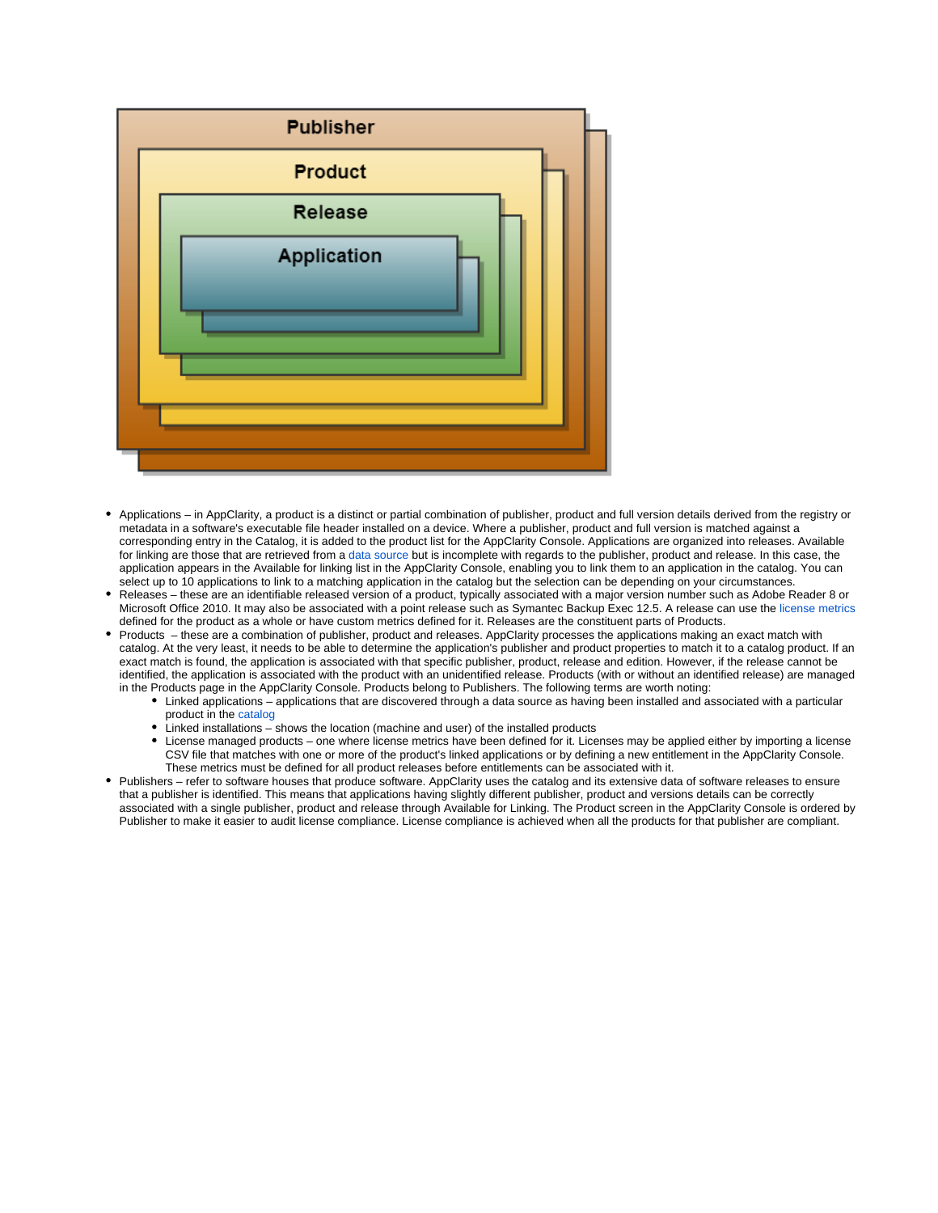Publisher

Product

Release

Application

- Applications – in AppClarity, a product is a distinct or partial combination of publisher, product and full version details derived from the registry or metadata in a software's executable file header installed on a device. Where a publisher, product and full version is matched against a corresponding entry in the Catalog, it is added to the product list for the AppClarity Console. Applications are organized into releases. Available for linking are those that are retrieved from a data source but is incomplete with regards to the publisher, product and release. In this case, the application appears in the Available for linking list in the AppClarity Console, enabling you to link them to an application in the catalog. You can select up to 10 applications to link to a matching application in the catalog but the selection can be depending on your circumstances.
- Releases – these are an identifiable released version of a product, typically associated with a major version number such as Adobe Reader 8 or Microsoft Office 2010. It may also be associated with a point release such as Symantec Backup Exec 12.5. A release can use the license metrics defined for the product as a whole or have custom metrics defined for it. Releases are the constituent parts of Products.
- Products – these are a combination of publisher, product and releases. AppClarity processes the applications making an exact match with catalog. At the very least, it needs to be able to determine the application's publisher and product properties to match it to a catalog product. If an exact match is found, the application is associated with that specific publisher, product, release and edition. However, if the release cannot be identified, the application is associated with the product with an unidentified release. Products (with or without an identified release) are managed in the Products page in the AppClarity Console. Products belong to Publishers. The following terms are worth noting:
  - Linked applications – applications that are discovered through a data source as having been installed and associated with a particular product in the catalog
  - Linked installations – shows the location (machine and user) of the installed products
  - License managed products – one where license metrics have been defined for it. Licenses may be applied either by importing a license CSV file that matches with one or more of the product's linked applications or by defining a new entitlement in the AppClarity Console. These metrics must be defined for all product releases before entitlements can be associated with it.
- Publishers – refer to software houses that produce software. AppClarity uses the catalog and its extensive data of software releases to ensure that a publisher is identified. This means that applications having slightly different publisher, product and versions details can be correctly associated with a single publisher, product and release through Available for Linking. The Product screen in the AppClarity Console is ordered by Publisher to make it easier to audit license compliance. License compliance is achieved when all the products for that publisher are compliant.